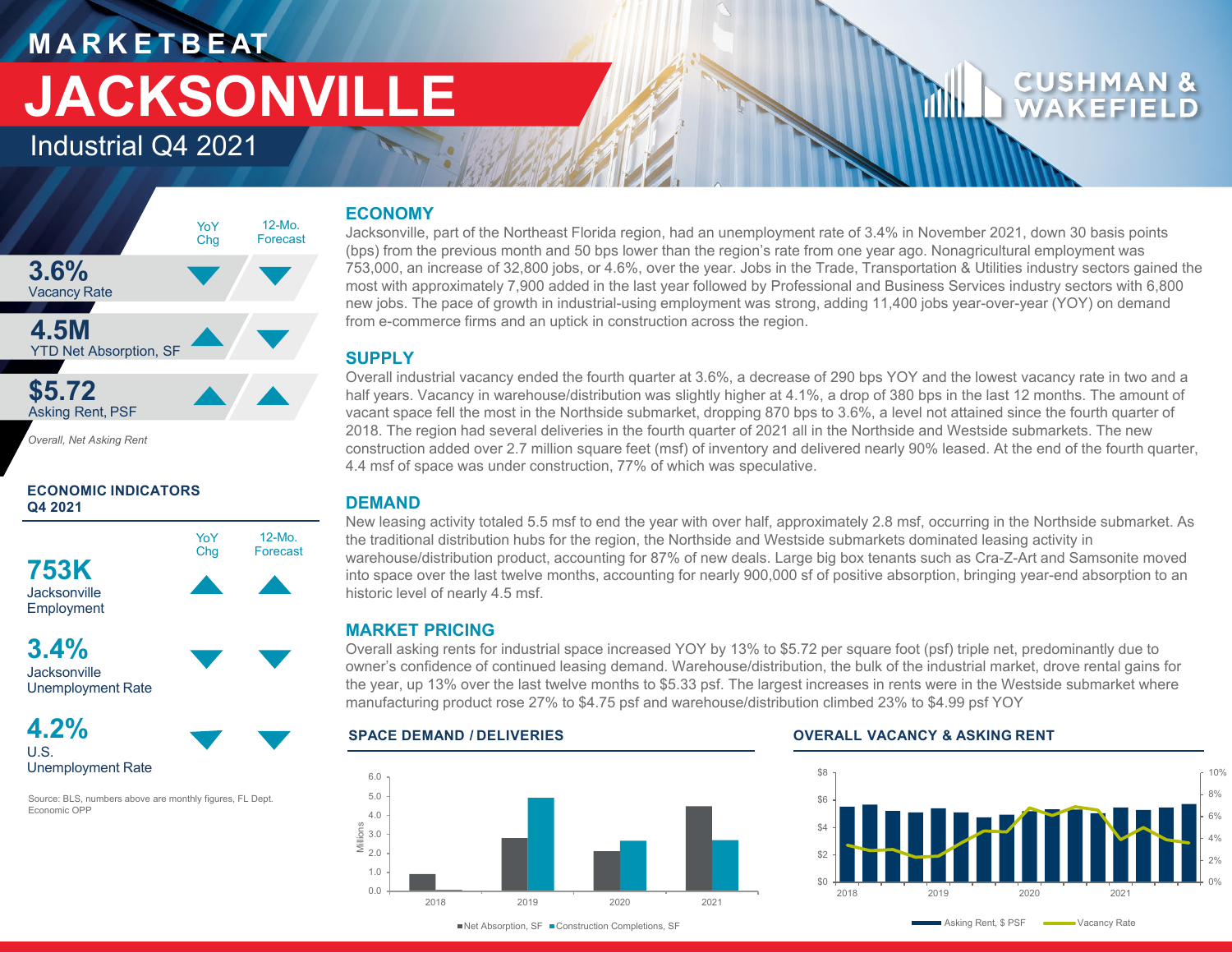# MARKETBEAT

# JACKSONVILLE

## Industrial Q4 2021

CUSHMAN & WAKEFIELD

| | YoY Chg | 12-Mo. Forecast |
|---|---|---|
| **3.6%** Vacancy Rate | ▼ | ▼ |
| **4.5M** YTD Net Absorption, SF | ▲ | ▼ |
| **$5.72** Asking Rent, PSF | ▲ | ▲ |

*Overall, Net Asking Rent*

### ECONOMIC INDICATORS Q4 2021

| | YoY Chg | 12-Mo. Forecast |
|---|---|---|
| **753K** Jacksonville Employment | ▲ | ▲ |
| **3.4%** Jacksonville Unemployment Rate | ▼ | ▼ |
| **4.2%** U.S. Unemployment Rate | ▼ | ▼ |

Source: BLS, numbers above are monthly figures, FL Dept. Economic OPP

## ECONOMY

Jacksonville, part of the Northeast Florida region, had an unemployment rate of 3.4% in November 2021, down 30 basis points (bps) from the previous month and 50 bps lower than the region's rate from one year ago. Nonagricultural employment was 753,000, an increase of 32,800 jobs, or 4.6%, over the year. Jobs in the Trade, Transportation & Utilities industry sectors gained the most with approximately 7,900 added in the last year followed by Professional and Business Services industry sectors with 6,800 new jobs. The pace of growth in industrial-using employment was strong, adding 11,400 jobs year-over-year (YOY) on demand from e-commerce firms and an uptick in construction across the region.

## SUPPLY

Overall industrial vacancy ended the fourth quarter at 3.6%, a decrease of 290 bps YOY and the lowest vacancy rate in two and a half years. Vacancy in warehouse/distribution was slightly higher at 4.1%, a drop of 380 bps in the last 12 months. The amount of vacant space fell the most in the Northside submarket, dropping 870 bps to 3.6%, a level not attained since the fourth quarter of 2018. The region had several deliveries in the fourth quarter of 2021 all in the Northside and Westside submarkets. The new construction added over 2.7 million square feet (msf) of inventory and delivered nearly 90% leased. At the end of the fourth quarter, 4.4 msf of space was under construction, 77% of which was speculative.

## DEMAND

New leasing activity totaled 5.5 msf to end the year with over half, approximately 2.8 msf, occurring in the Northside submarket. As the traditional distribution hubs for the region, the Northside and Westside submarkets dominated leasing activity in warehouse/distribution product, accounting for 87% of new deals. Large big box tenants such as Cra-Z-Art and Samsonite moved into space over the last twelve months, accounting for nearly 900,000 sf of positive absorption, bringing year-end absorption to an historic level of nearly 4.5 msf.

## MARKET PRICING

Overall asking rents for industrial space increased YOY by 13% to $5.72 per square foot (psf) triple net, predominantly due to owner's confidence of continued leasing demand. Warehouse/distribution, the bulk of the industrial market, drove rental gains for the year, up 13% over the last twelve months to $5.33 psf. The largest increases in rents were in the Westside submarket where manufacturing product rose 27% to $4.75 psf and warehouse/distribution climbed 23% to $4.99 psf YOY

### SPACE DEMAND / DELIVERIES

■Net Absorption, SF ■Construction Completions, SF

### OVERALL VACANCY & ASKING RENT

Asking Rent, $ PSF — Vacancy Rate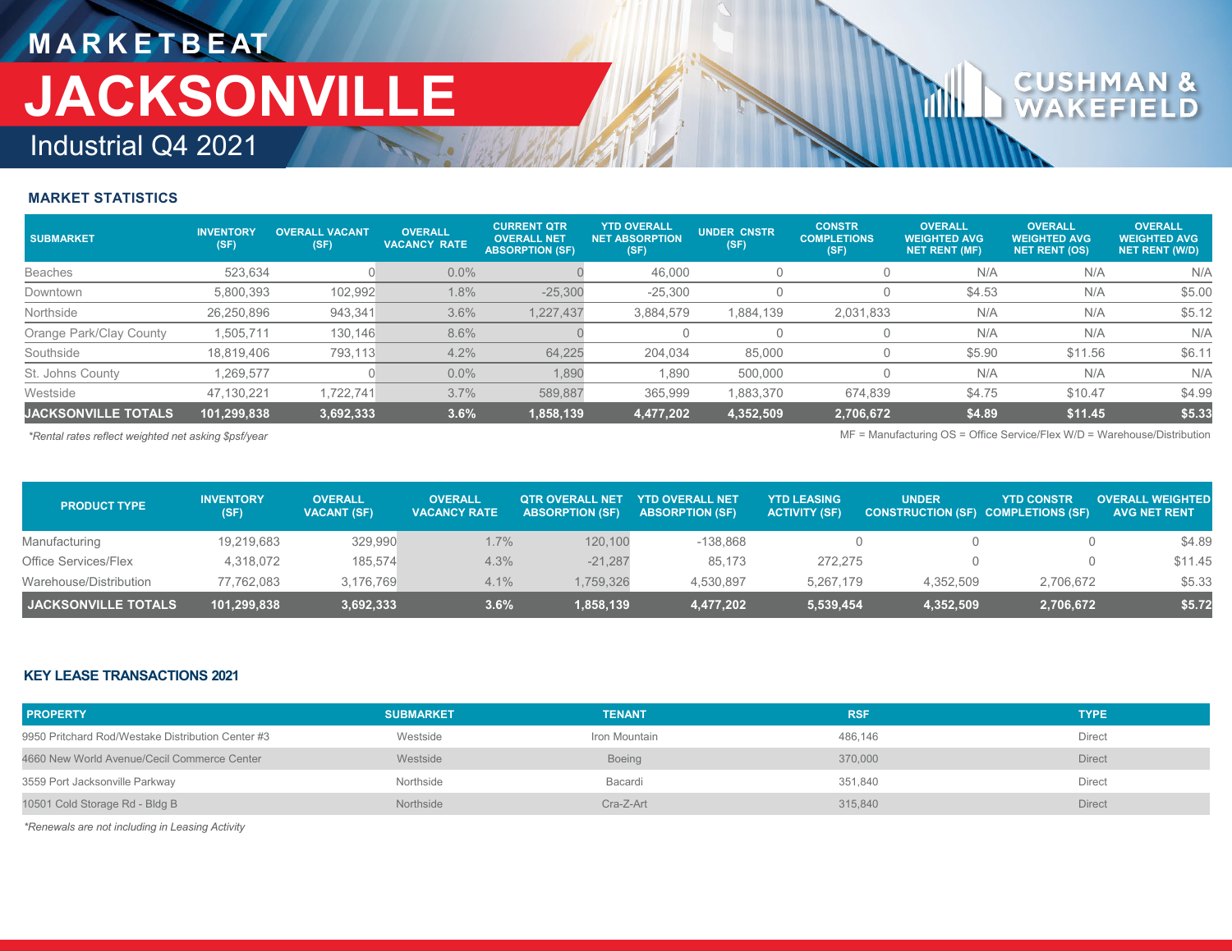# MARKETBEAT

# JACKSONVILLE

## Industrial Q4 2021

### MARKET STATISTICS

| SUBMARKET | INVENTORY (SF) | OVERALL VACANT (SF) | OVERALL VACANCY RATE | CURRENT QTR OVERALL NET ABSORPTION (SF) | YTD OVERALL NET ABSORPTION (SF) | UNDER CNSTR (SF) | CONSTR COMPLETIONS (SF) | OVERALL WEIGHTED AVG NET RENT (MF) | OVERALL WEIGHTED AVG NET RENT (OS) | OVERALL WEIGHTED AVG NET RENT (W/D) |
|---|---|---|---|---|---|---|---|---|---|---|
| Beaches | 523,634 | 0 | 0.0% | 0 | 46,000 | 0 | 0 | N/A | N/A | N/A |
| Downtown | 5,800,393 | 102,992 | 1.8% | -25,300 | -25,300 | 0 | 0 | $4.53 | N/A | $5.00 |
| Northside | 26,250,896 | 943,341 | 3.6% | 1,227,437 | 3,884,579 | 1,884,139 | 2,031,833 | N/A | N/A | $5.12 |
| Orange Park/Clay County | 1,505,711 | 130,146 | 8.6% | 0 | 0 | 0 | 0 | N/A | N/A | N/A |
| Southside | 18,819,406 | 793,113 | 4.2% | 64,225 | 204,034 | 85,000 | 0 | $5.90 | $11.56 | $6.11 |
| St. Johns County | 1,269,577 | 0 | 0.0% | 1,890 | 1,890 | 500,000 | 0 | N/A | N/A | N/A |
| Westside | 47,130,221 | 1,722,741 | 3.7% | 589,887 | 365,999 | 1,883,370 | 674,839 | $4.75 | $10.47 | $4.99 |
| **JACKSONVILLE TOTALS** | **101,299,838** | **3,692,333** | **3.6%** | **1,858,139** | **4,477,202** | **4,352,509** | **2,706,672** | **$4.89** | **$11.45** | **$5.33** |

*Rental rates reflect weighted net asking $psf/year*

MF = Manufacturing OS = Office Service/Flex W/D = Warehouse/Distribution

| PRODUCT TYPE | INVENTORY (SF) | OVERALL VACANT (SF) | OVERALL VACANCY RATE | QTR OVERALL NET ABSORPTION (SF) | YTD OVERALL NET ABSORPTION (SF) | YTD LEASING ACTIVITY (SF) | UNDER CONSTRUCTION (SF) | YTD CONSTR COMPLETIONS (SF) | OVERALL WEIGHTED AVG NET RENT |
|---|---|---|---|---|---|---|---|---|---|
| Manufacturing | 19,219,683 | 329,990 | 1.7% | 120,100 | -138,868 | 0 | 0 | 0 | $4.89 |
| Office Services/Flex | 4,318,072 | 185,574 | 4.3% | -21,287 | 85,173 | 272,275 | 0 | 0 | $11.45 |
| Warehouse/Distribution | 77,762,083 | 3,176,769 | 4.1% | 1,759,326 | 4,530,897 | 5,267,179 | 4,352,509 | 2,706,672 | $5.33 |
| **JACKSONVILLE TOTALS** | **101,299,838** | **3,692,333** | **3.6%** | **1,858,139** | **4,477,202** | **5,539,454** | **4,352,509** | **2,706,672** | **$5.72** |

### KEY LEASE TRANSACTIONS 2021

| PROPERTY | SUBMARKET | TENANT | RSF | TYPE |
|---|---|---|---|---|
| 9950 Pritchard Rod/Westake Distribution Center #3 | Westside | Iron Mountain | 486,146 | Direct |
| 4660 New World Avenue/Cecil Commerce Center | Westside | Boeing | 370,000 | Direct |
| 3559 Port Jacksonville Parkway | Northside | Bacardi | 351,840 | Direct |
| 10501 Cold Storage Rd - Bldg B | Northside | Cra-Z-Art | 315,840 | Direct |

*Renewals are not including in Leasing Activity*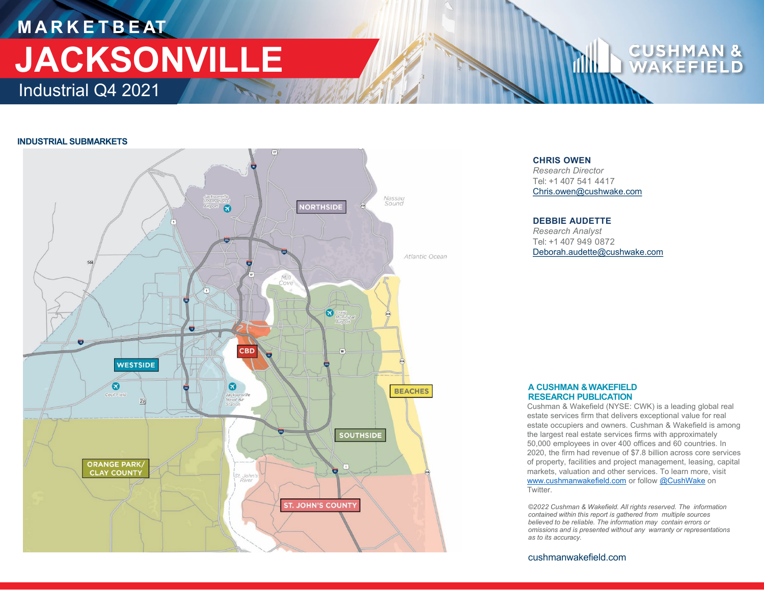# MARKETBEAT

# JACKSONVILLE

## Industrial Q4 2021

CUSHMAN & WAKEFIELD

### INDUSTRIAL SUBMARKETS

NORTHSIDE
WESTSIDE
CBD
BEACHES
SOUTHSIDE
ORANGE PARK/ CLAY COUNTY
ST. JOHN'S COUNTY

**CHRIS OWEN**
*Research Director*
Tel: +1 407 541 4417
Chris.owen@cushwake.com

**DEBBIE AUDETTE**
*Research Analyst*
Tel: +1 407 949 0872
Deborah.audette@cushwake.com

### A CUSHMAN & WAKEFIELD RESEARCH PUBLICATION

Cushman & Wakefield (NYSE: CWK) is a leading global real estate services firm that delivers exceptional value for real estate occupiers and owners. Cushman & Wakefield is among the largest real estate services firms with approximately 50,000 employees in over 400 offices and 60 countries. In 2020, the firm had revenue of $7.8 billion across core services of property, facilities and project management, leasing, capital markets, valuation and other services. To learn more, visit www.cushmanwakefield.com or follow @CushWake on Twitter.

*©2022 Cushman & Wakefield. All rights reserved. The information contained within this report is gathered from multiple sources believed to be reliable. The information may contain errors or omissions and is presented without any warranty or representations as to its accuracy.*

cushmanwakefield.com